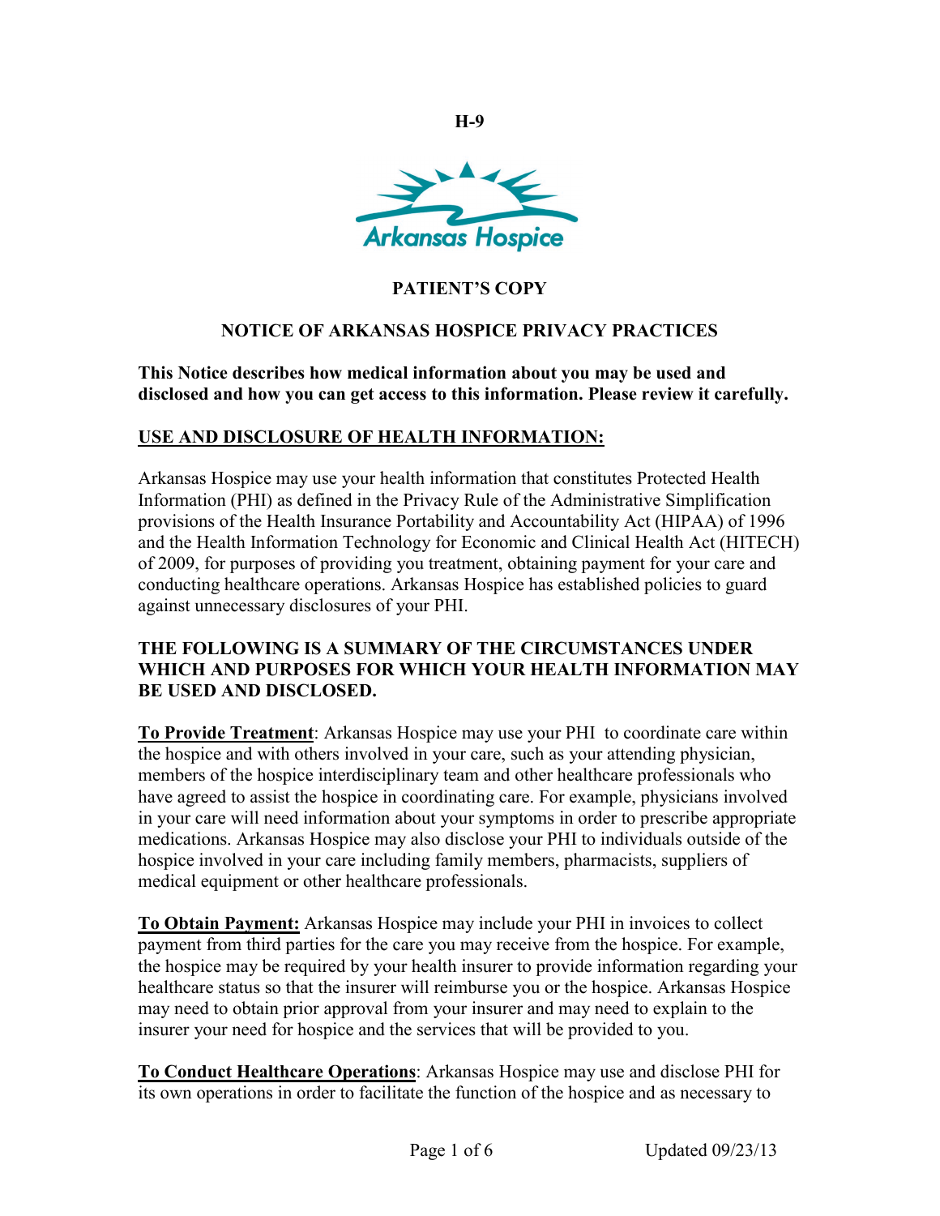H-9

Arkansas Hospice

**PATIENT'S COPY**

# NOTICE OF ARKANSAS HOSPICE PRIVACY PRACTICES

**This Notice describes how medical information about you may be used and disclosed and how you can get access to this information. Please review it carefully.**

## USE AND DISCLOSURE OF HEALTH INFORMATION:

Arkansas Hospice may use your health information that constitutes Protected Health Information (PHI) as defined in the Privacy Rule of the Administrative Simplification provisions of the Health Insurance Portability and Accountability Act (HIPAA) of 1996 and the Health Information Technology for Economic and Clinical Health Act (HITECH) of 2009, for purposes of providing you treatment, obtaining payment for your care and conducting healthcare operations. Arkansas Hospice has established policies to guard against unnecessary disclosures of your PHI.

**THE FOLLOWING IS A SUMMARY OF THE CIRCUMSTANCES UNDER WHICH AND PURPOSES FOR WHICH YOUR HEALTH INFORMATION MAY BE USED AND DISCLOSED.**

**To Provide Treatment**: Arkansas Hospice may use your PHI to coordinate care within the hospice and with others involved in your care, such as your attending physician, members of the hospice interdisciplinary team and other healthcare professionals who have agreed to assist the hospice in coordinating care. For example, physicians involved in your care will need information about your symptoms in order to prescribe appropriate medications. Arkansas Hospice may also disclose your PHI to individuals outside of the hospice involved in your care including family members, pharmacists, suppliers of medical equipment or other healthcare professionals.

**To Obtain Payment:** Arkansas Hospice may include your PHI in invoices to collect payment from third parties for the care you may receive from the hospice. For example, the hospice may be required by your health insurer to provide information regarding your healthcare status so that the insurer will reimburse you or the hospice. Arkansas Hospice may need to obtain prior approval from your insurer and may need to explain to the insurer your need for hospice and the services that will be provided to you.

**To Conduct Healthcare Operations**: Arkansas Hospice may use and disclose PHI for its own operations in order to facilitate the function of the hospice and as necessary to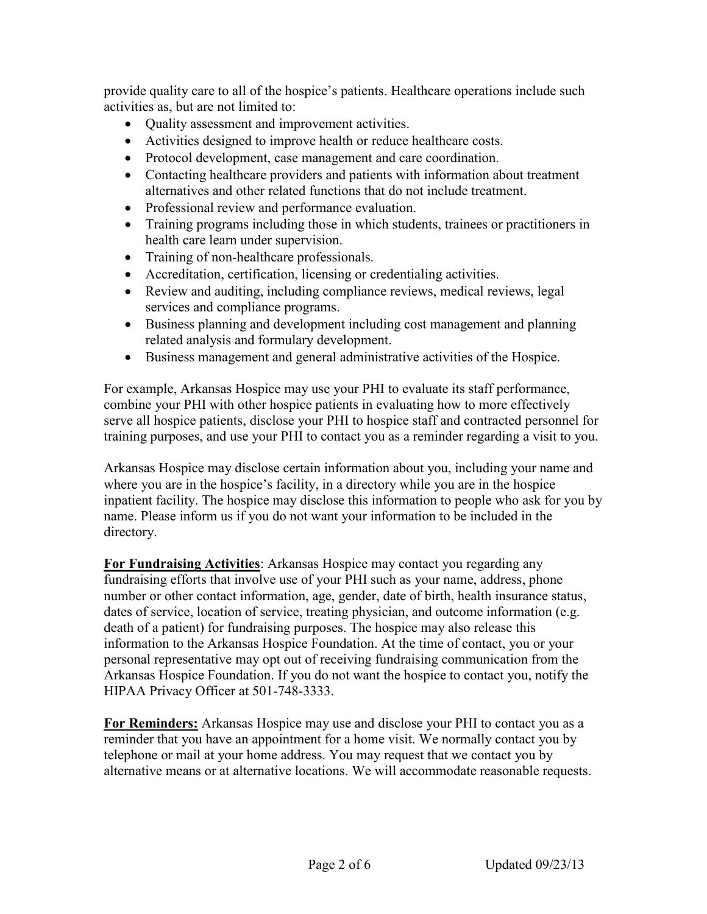provide quality care to all of the hospice's patients. Healthcare operations include such activities as, but are not limited to:

- Quality assessment and improvement activities.
- Activities designed to improve health or reduce healthcare costs.
- Protocol development, case management and care coordination.
- Contacting healthcare providers and patients with information about treatment alternatives and other related functions that do not include treatment.
- Professional review and performance evaluation.
- Training programs including those in which students, trainees or practitioners in health care learn under supervision.
- Training of non-healthcare professionals.
- Accreditation, certification, licensing or credentialing activities.
- Review and auditing, including compliance reviews, medical reviews, legal services and compliance programs.
- Business planning and development including cost management and planning related analysis and formulary development.
- Business management and general administrative activities of the Hospice.

For example, Arkansas Hospice may use your PHI to evaluate its staff performance, combine your PHI with other hospice patients in evaluating how to more effectively serve all hospice patients, disclose your PHI to hospice staff and contracted personnel for training purposes, and use your PHI to contact you as a reminder regarding a visit to you.

Arkansas Hospice may disclose certain information about you, including your name and where you are in the hospice's facility, in a directory while you are in the hospice inpatient facility. The hospice may disclose this information to people who ask for you by name. Please inform us if you do not want your information to be included in the directory.

**For Fundraising Activities**: Arkansas Hospice may contact you regarding any fundraising efforts that involve use of your PHI such as your name, address, phone number or other contact information, age, gender, date of birth, health insurance status, dates of service, location of service, treating physician, and outcome information (e.g. death of a patient) for fundraising purposes. The hospice may also release this information to the Arkansas Hospice Foundation. At the time of contact, you or your personal representative may opt out of receiving fundraising communication from the Arkansas Hospice Foundation. If you do not want the hospice to contact you, notify the HIPAA Privacy Officer at 501-748-3333.

**For Reminders:** Arkansas Hospice may use and disclose your PHI to contact you as a reminder that you have an appointment for a home visit. We normally contact you by telephone or mail at your home address. You may request that we contact you by alternative means or at alternative locations. We will accommodate reasonable requests.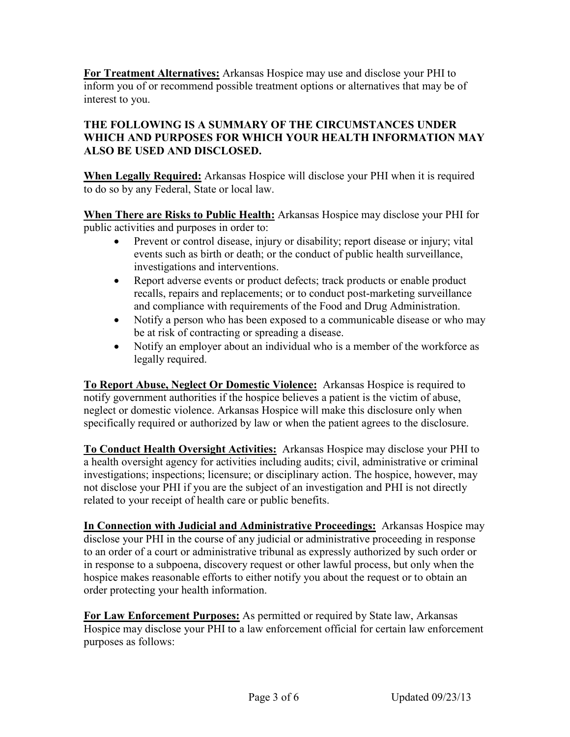**<u>For Treatment Alternatives:</u>** Arkansas Hospice may use and disclose your PHI to inform you of or recommend possible treatment options or alternatives that may be of interest to you.

**THE FOLLOWING IS A SUMMARY OF THE CIRCUMSTANCES UNDER WHICH AND PURPOSES FOR WHICH YOUR HEALTH INFORMATION MAY ALSO BE USED AND DISCLOSED.**

**<u>When Legally Required:</u>** Arkansas Hospice will disclose your PHI when it is required to do so by any Federal, State or local law.

**<u>When There are Risks to Public Health:</u>** Arkansas Hospice may disclose your PHI for public activities and purposes in order to:

- Prevent or control disease, injury or disability; report disease or injury; vital events such as birth or death; or the conduct of public health surveillance, investigations and interventions.
- Report adverse events or product defects; track products or enable product recalls, repairs and replacements; or to conduct post-marketing surveillance and compliance with requirements of the Food and Drug Administration.
- Notify a person who has been exposed to a communicable disease or who may be at risk of contracting or spreading a disease.
- Notify an employer about an individual who is a member of the workforce as legally required.

**<u>To Report Abuse, Neglect Or Domestic Violence:</u>** Arkansas Hospice is required to notify government authorities if the hospice believes a patient is the victim of abuse, neglect or domestic violence. Arkansas Hospice will make this disclosure only when specifically required or authorized by law or when the patient agrees to the disclosure.

**<u>To Conduct Health Oversight Activities:</u>** Arkansas Hospice may disclose your PHI to a health oversight agency for activities including audits; civil, administrative or criminal investigations; inspections; licensure; or disciplinary action. The hospice, however, may not disclose your PHI if you are the subject of an investigation and PHI is not directly related to your receipt of health care or public benefits.

**<u>In Connection with Judicial and Administrative Proceedings:</u>** Arkansas Hospice may disclose your PHI in the course of any judicial or administrative proceeding in response to an order of a court or administrative tribunal as expressly authorized by such order or in response to a subpoena, discovery request or other lawful process, but only when the hospice makes reasonable efforts to either notify you about the request or to obtain an order protecting your health information.

**<u>For Law Enforcement Purposes:</u>** As permitted or required by State law, Arkansas Hospice may disclose your PHI to a law enforcement official for certain law enforcement purposes as follows: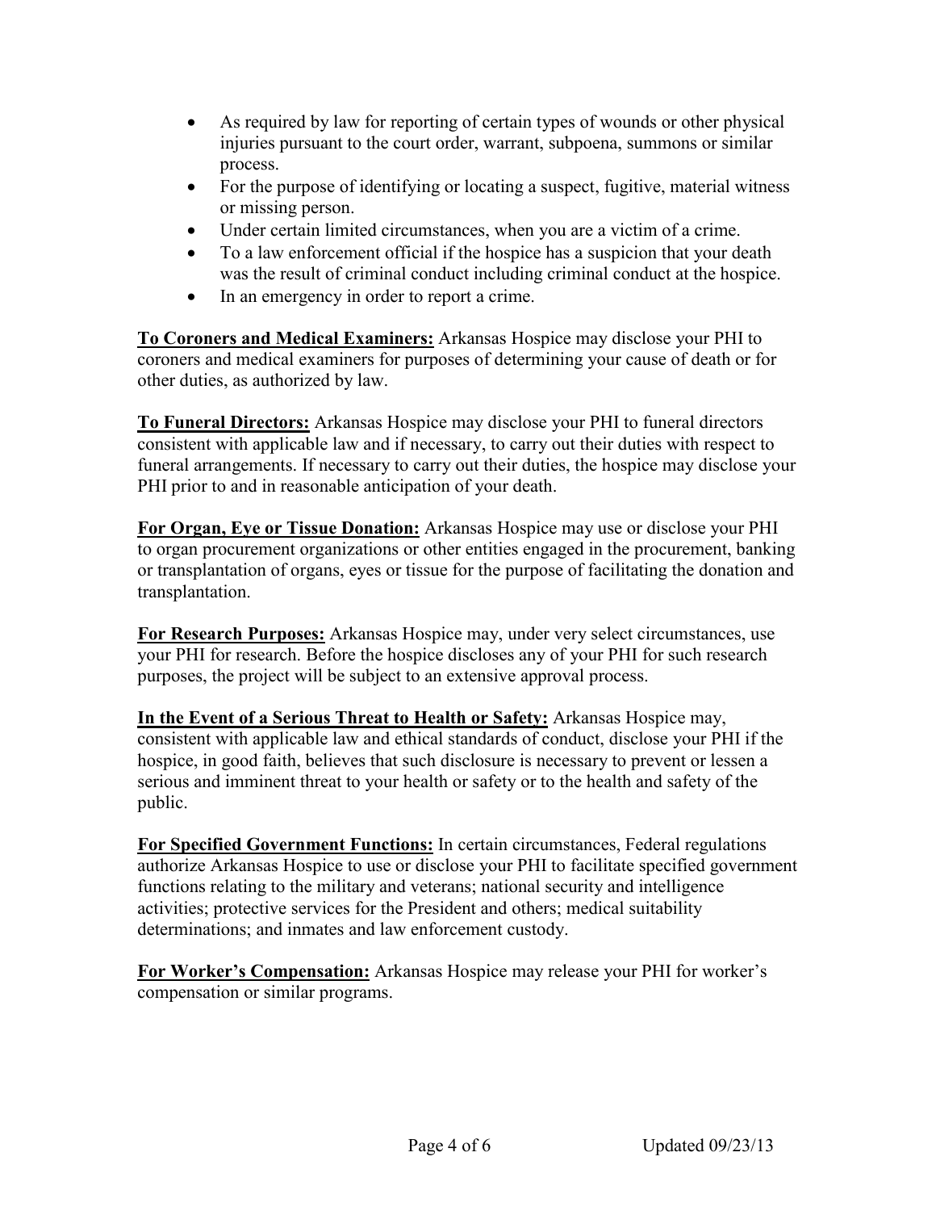- As required by law for reporting of certain types of wounds or other physical injuries pursuant to the court order, warrant, subpoena, summons or similar process.
- For the purpose of identifying or locating a suspect, fugitive, material witness or missing person.
- Under certain limited circumstances, when you are a victim of a crime.
- To a law enforcement official if the hospice has a suspicion that your death was the result of criminal conduct including criminal conduct at the hospice.
- In an emergency in order to report a crime.

**To Coroners and Medical Examiners:** Arkansas Hospice may disclose your PHI to coroners and medical examiners for purposes of determining your cause of death or for other duties, as authorized by law.

**To Funeral Directors:** Arkansas Hospice may disclose your PHI to funeral directors consistent with applicable law and if necessary, to carry out their duties with respect to funeral arrangements. If necessary to carry out their duties, the hospice may disclose your PHI prior to and in reasonable anticipation of your death.

**For Organ, Eye or Tissue Donation:** Arkansas Hospice may use or disclose your PHI to organ procurement organizations or other entities engaged in the procurement, banking or transplantation of organs, eyes or tissue for the purpose of facilitating the donation and transplantation.

**For Research Purposes:** Arkansas Hospice may, under very select circumstances, use your PHI for research. Before the hospice discloses any of your PHI for such research purposes, the project will be subject to an extensive approval process.

**In the Event of a Serious Threat to Health or Safety:** Arkansas Hospice may, consistent with applicable law and ethical standards of conduct, disclose your PHI if the hospice, in good faith, believes that such disclosure is necessary to prevent or lessen a serious and imminent threat to your health or safety or to the health and safety of the public.

**For Specified Government Functions:** In certain circumstances, Federal regulations authorize Arkansas Hospice to use or disclose your PHI to facilitate specified government functions relating to the military and veterans; national security and intelligence activities; protective services for the President and others; medical suitability determinations; and inmates and law enforcement custody.

**For Worker's Compensation:** Arkansas Hospice may release your PHI for worker's compensation or similar programs.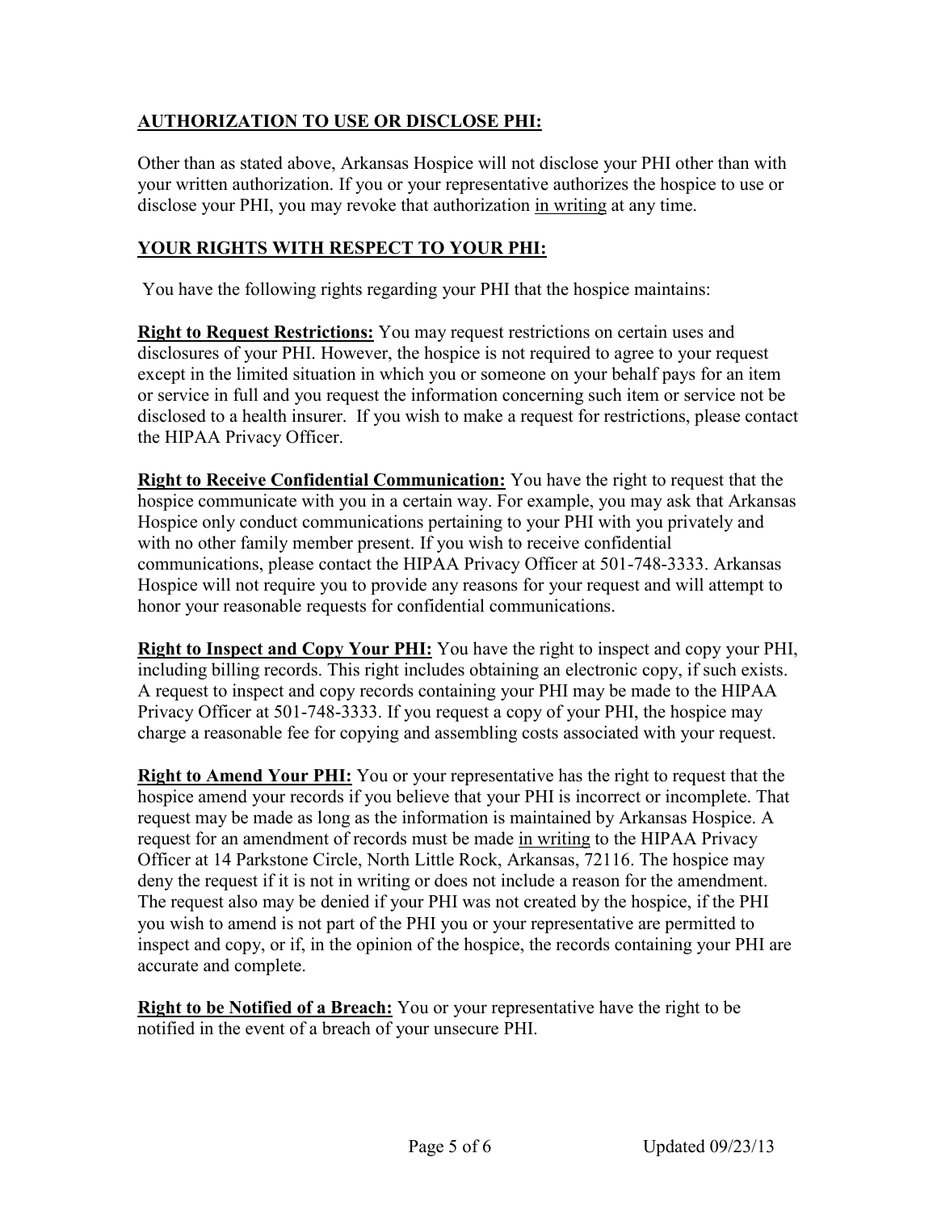## AUTHORIZATION TO USE OR DISCLOSE PHI:

Other than as stated above, Arkansas Hospice will not disclose your PHI other than with your written authorization. If you or your representative authorizes the hospice to use or disclose your PHI, you may revoke that authorization in writing at any time.

## YOUR RIGHTS WITH RESPECT TO YOUR PHI:

You have the following rights regarding your PHI that the hospice maintains:

**Right to Request Restrictions:** You may request restrictions on certain uses and disclosures of your PHI. However, the hospice is not required to agree to your request except in the limited situation in which you or someone on your behalf pays for an item or service in full and you request the information concerning such item or service not be disclosed to a health insurer. If you wish to make a request for restrictions, please contact the HIPAA Privacy Officer.

**Right to Receive Confidential Communication:** You have the right to request that the hospice communicate with you in a certain way. For example, you may ask that Arkansas Hospice only conduct communications pertaining to your PHI with you privately and with no other family member present. If you wish to receive confidential communications, please contact the HIPAA Privacy Officer at 501-748-3333. Arkansas Hospice will not require you to provide any reasons for your request and will attempt to honor your reasonable requests for confidential communications.

**Right to Inspect and Copy Your PHI:** You have the right to inspect and copy your PHI, including billing records. This right includes obtaining an electronic copy, if such exists. A request to inspect and copy records containing your PHI may be made to the HIPAA Privacy Officer at 501-748-3333. If you request a copy of your PHI, the hospice may charge a reasonable fee for copying and assembling costs associated with your request.

**Right to Amend Your PHI:** You or your representative has the right to request that the hospice amend your records if you believe that your PHI is incorrect or incomplete. That request may be made as long as the information is maintained by Arkansas Hospice. A request for an amendment of records must be made in writing to the HIPAA Privacy Officer at 14 Parkstone Circle, North Little Rock, Arkansas, 72116. The hospice may deny the request if it is not in writing or does not include a reason for the amendment. The request also may be denied if your PHI was not created by the hospice, if the PHI you wish to amend is not part of the PHI you or your representative are permitted to inspect and copy, or if, in the opinion of the hospice, the records containing your PHI are accurate and complete.

**Right to be Notified of a Breach:** You or your representative have the right to be notified in the event of a breach of your unsecure PHI.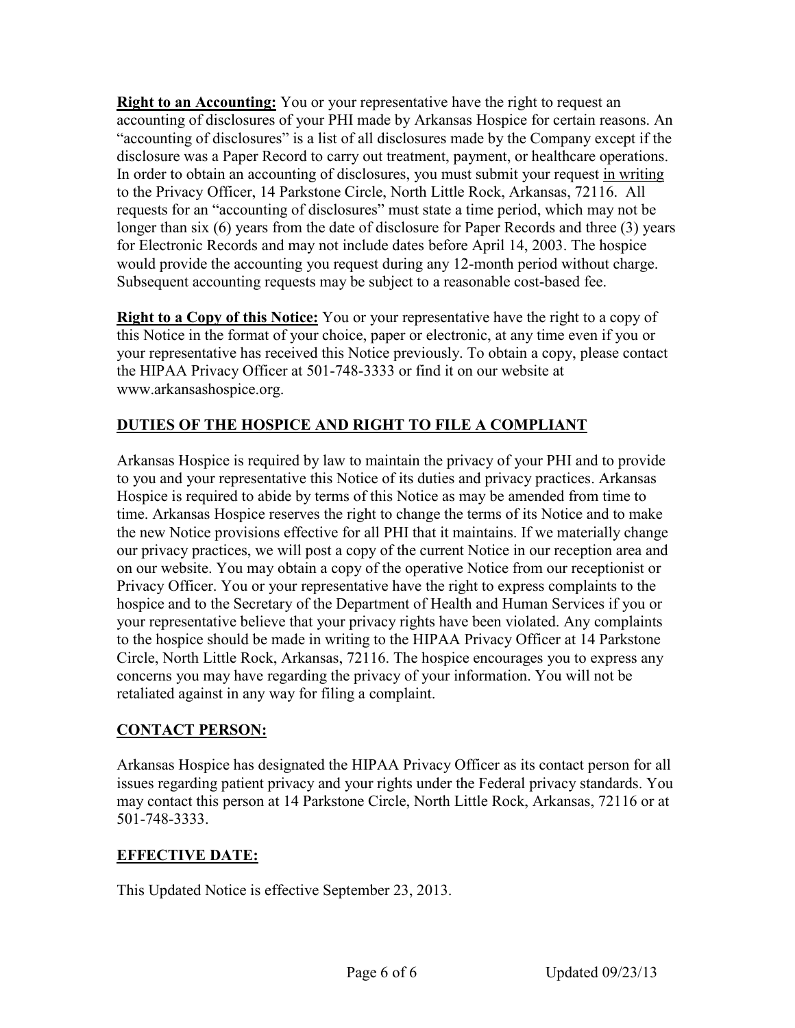**Right to an Accounting:** You or your representative have the right to request an accounting of disclosures of your PHI made by Arkansas Hospice for certain reasons. An "accounting of disclosures" is a list of all disclosures made by the Company except if the disclosure was a Paper Record to carry out treatment, payment, or healthcare operations. In order to obtain an accounting of disclosures, you must submit your request in writing to the Privacy Officer, 14 Parkstone Circle, North Little Rock, Arkansas, 72116. All requests for an "accounting of disclosures" must state a time period, which may not be longer than six (6) years from the date of disclosure for Paper Records and three (3) years for Electronic Records and may not include dates before April 14, 2003. The hospice would provide the accounting you request during any 12-month period without charge. Subsequent accounting requests may be subject to a reasonable cost-based fee.

**Right to a Copy of this Notice:** You or your representative have the right to a copy of this Notice in the format of your choice, paper or electronic, at any time even if you or your representative has received this Notice previously. To obtain a copy, please contact the HIPAA Privacy Officer at 501-748-3333 or find it on our website at www.arkansashospice.org.

## DUTIES OF THE HOSPICE AND RIGHT TO FILE A COMPLIANT

Arkansas Hospice is required by law to maintain the privacy of your PHI and to provide to you and your representative this Notice of its duties and privacy practices. Arkansas Hospice is required to abide by terms of this Notice as may be amended from time to time. Arkansas Hospice reserves the right to change the terms of its Notice and to make the new Notice provisions effective for all PHI that it maintains. If we materially change our privacy practices, we will post a copy of the current Notice in our reception area and on our website. You may obtain a copy of the operative Notice from our receptionist or Privacy Officer. You or your representative have the right to express complaints to the hospice and to the Secretary of the Department of Health and Human Services if you or your representative believe that your privacy rights have been violated. Any complaints to the hospice should be made in writing to the HIPAA Privacy Officer at 14 Parkstone Circle, North Little Rock, Arkansas, 72116. The hospice encourages you to express any concerns you may have regarding the privacy of your information. You will not be retaliated against in any way for filing a complaint.

## CONTACT PERSON:

Arkansas Hospice has designated the HIPAA Privacy Officer as its contact person for all issues regarding patient privacy and your rights under the Federal privacy standards. You may contact this person at 14 Parkstone Circle, North Little Rock, Arkansas, 72116 or at 501-748-3333.

## EFFECTIVE DATE:

This Updated Notice is effective September 23, 2013.